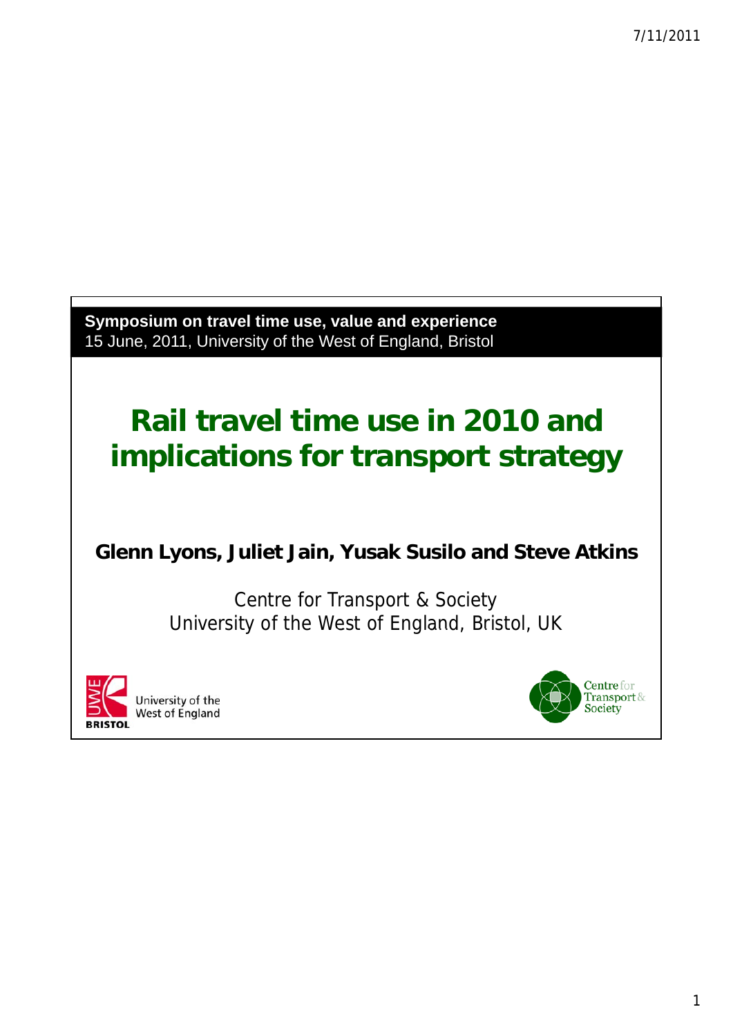**Symposium on travel time use, value and experience**
15 June, 2011, University of the West of England, Bristol

# Rail travel time use in 2010 and implications for transport strategy

**Glenn Lyons, Juliet Jain, Yusak Susilo and Steve Atkins**

Centre for Transport & Society
University of the West of England, Bristol, UK

University of the West of England
BRISTOL

Centre for Transport & Society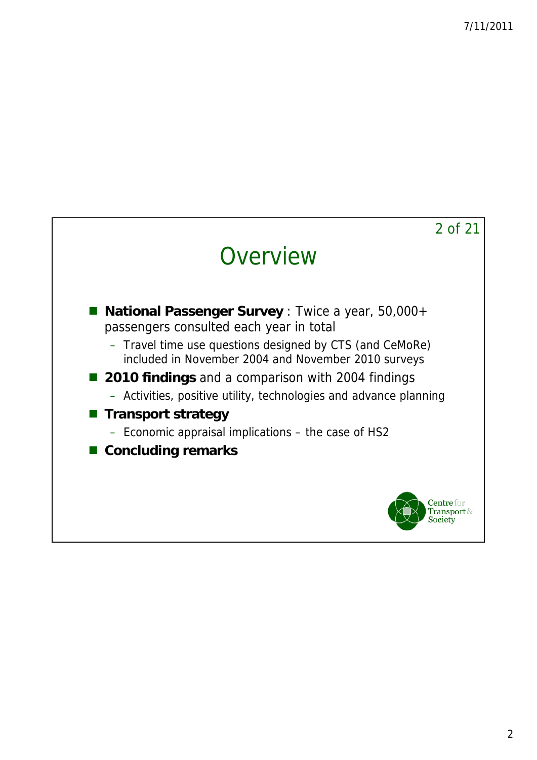# Overview

- **National Passenger Survey** : Twice a year, 50,000+ passengers consulted each year in total
  - Travel time use questions designed by CTS (and CeMoRe) included in November 2004 and November 2010 surveys
- **2010 findings** and a comparison with 2004 findings
  - Activities, positive utility, technologies and advance planning
- **Transport strategy**
  - Economic appraisal implications – the case of HS2
- **Concluding remarks**

Centre for Transport & Society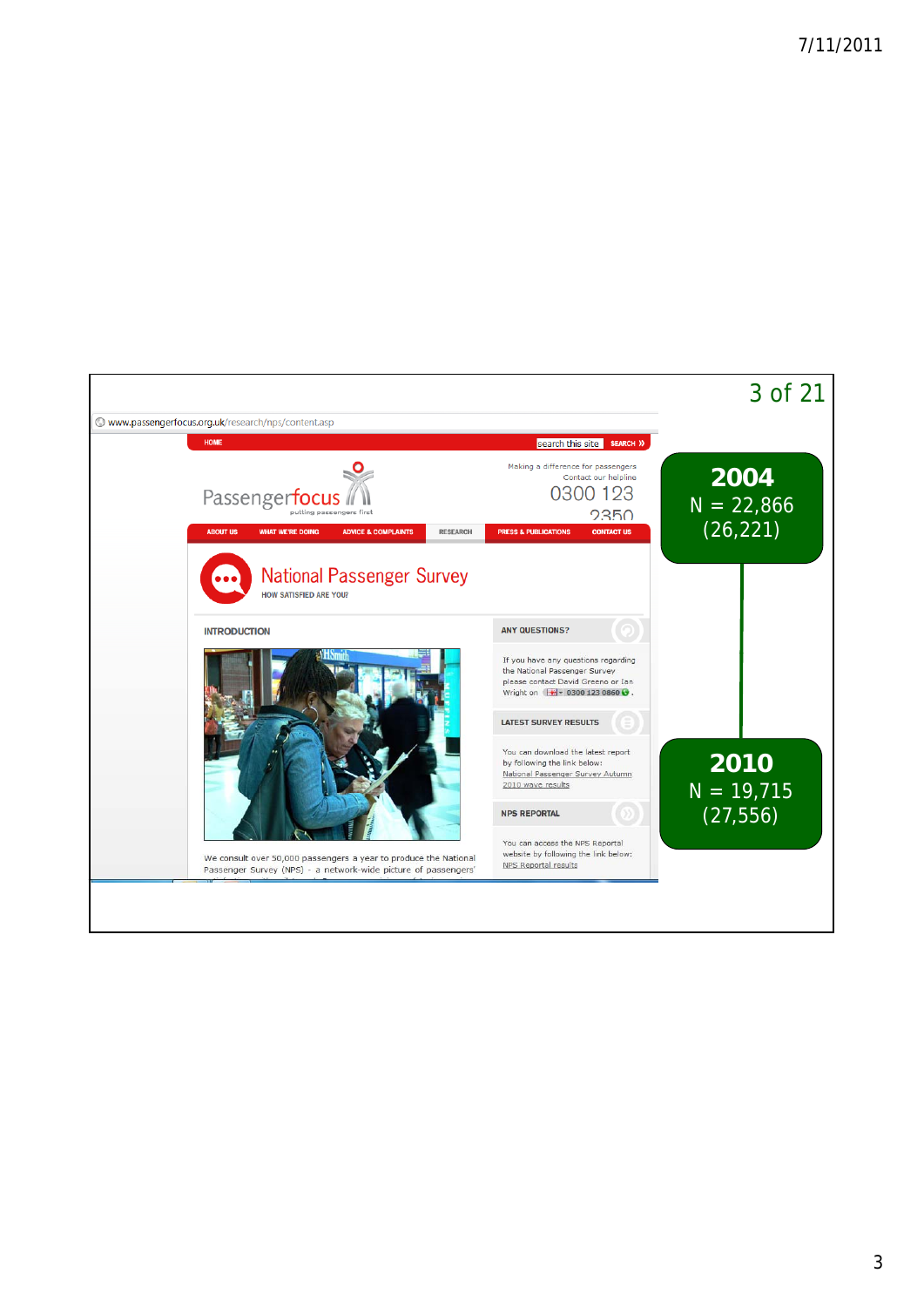www.passengerfocus.org.uk/research/nps/content.asp

Passengerfocus
putting passengers first

Making a difference for passengers
Contact our helpline
0300 123 2350

HOME | ABOUT US | WHAT WE'RE DOING | ADVICE & COMPLAINTS | RESEARCH | PRESS & PUBLICATIONS | CONTACT US

# National Passenger Survey

HOW SATISFIED ARE YOU?

## INTRODUCTION

We consult over 50,000 passengers a year to produce the National Passenger Survey (NPS) - a network-wide picture of passengers'

### ANY QUESTIONS?

If you have any questions regarding the National Passenger Survey please contact David Greeno or Ian Wright on 0300 123 0860.

### LATEST SURVEY RESULTS

You can download the latest report by following the link below: National Passenger Survey Autumn 2010 wave results

### NPS REPORTAL

You can access the NPS Reportal website by following the link below: NPS Reportal results

**2004**
N = 22,866
(26,221)

**2010**
N = 19,715
(27,556)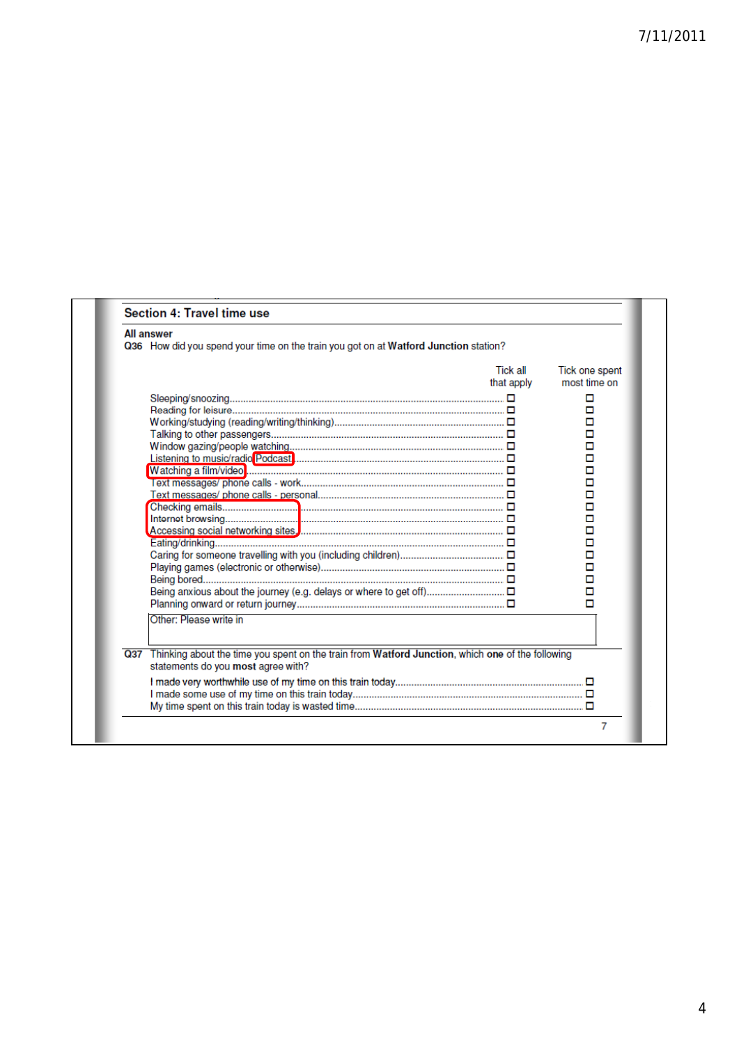## Section 4: Travel time use

**All answer**

**Q36** How did you spend your time on the train you got on at **Watford Junction** station?

| | Tick all that apply | Tick one spent most time on |
|---|---|---|
| Sleeping/snoozing | ☐ | ☐ |
| Reading for leisure | ☐ | ☐ |
| Working/studying (reading/writing/thinking) | ☐ | ☐ |
| Talking to other passengers | ☐ | ☐ |
| Window gazing/people watching | ☐ | ☐ |
| Listening to music/radio Podcast | ☐ | ☐ |
| Watching a film/video | ☐ | ☐ |
| Text messages/ phone calls - work | ☐ | ☐ |
| Text messages/ phone calls - personal | ☐ | ☐ |
| Checking emails | ☐ | ☐ |
| Internet browsing | ☐ | ☐ |
| Accessing social networking sites | ☐ | ☐ |
| Eating/drinking | ☐ | ☐ |
| Caring for someone travelling with you (including children) | ☐ | ☐ |
| Playing games (electronic or otherwise) | ☐ | ☐ |
| Being bored | ☐ | ☐ |
| Being anxious about the journey (e.g. delays or where to get off) | ☐ | ☐ |
| Planning onward or return journey | ☐ | ☐ |

Other: Please write in

**Q37** Thinking about the time you spent on the train from **Watford Junction**, which **one** of the following statements do you **most** agree with?

- I made very worthwhile use of my time on this train today ☐
- I made some use of my time on this train today ☐
- My time spent on this train today is wasted time ☐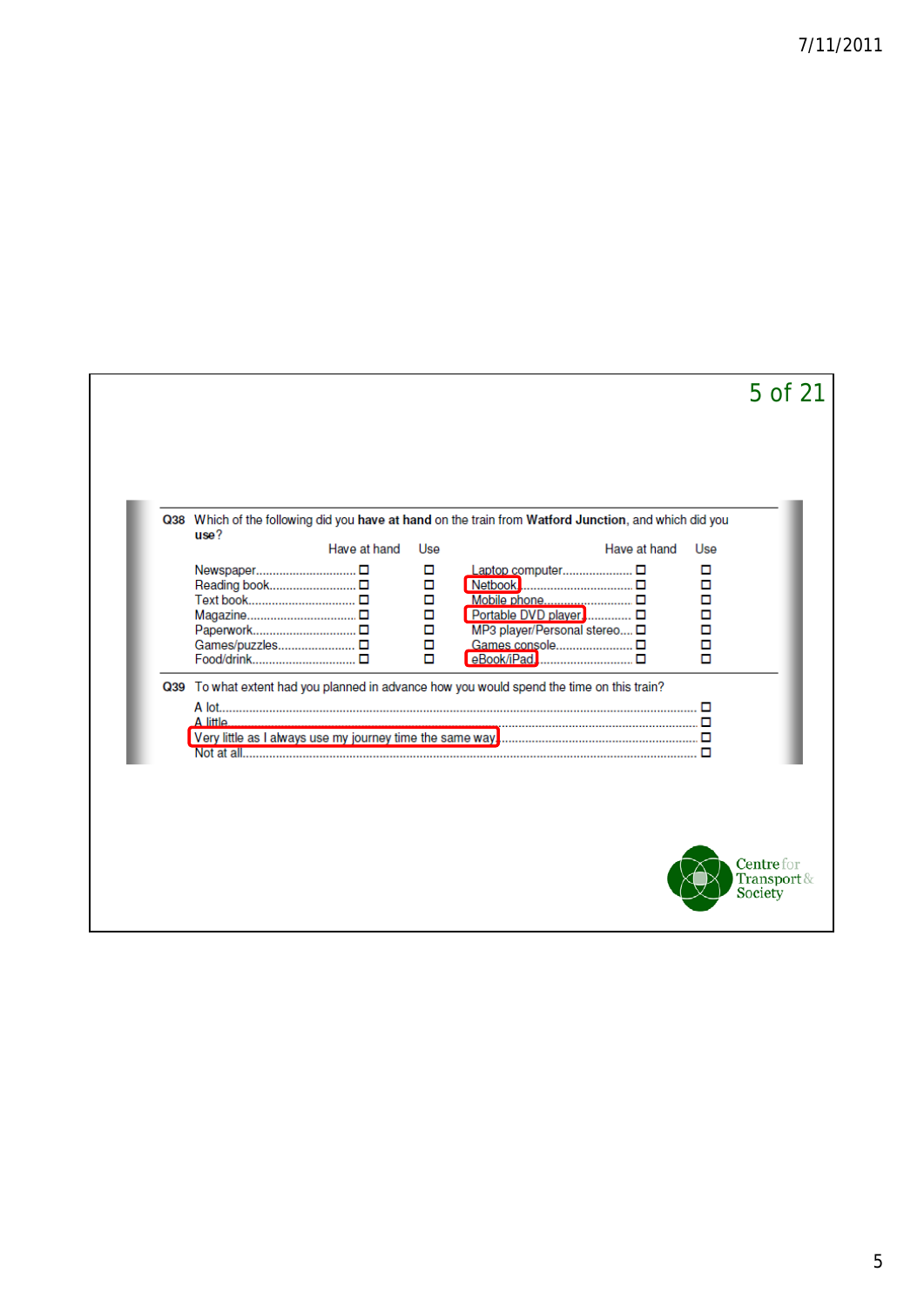**Q38** Which of the following did you **have at hand** on the train from **Watford Junction**, and which did you **use**?

| | Have at hand | Use | | Have at hand | Use |
|---|---|---|---|---|---|
| Newspaper | ☐ | ☐ | Laptop computer | ☐ | ☐ |
| Reading book | ☐ | ☐ | Netbook | ☐ | ☐ |
| Text book | ☐ | ☐ | Mobile phone | ☐ | ☐ |
| Magazine | ☐ | ☐ | Portable DVD player | ☐ | ☐ |
| Paperwork | ☐ | ☐ | MP3 player/Personal stereo | ☐ | ☐ |
| Games/puzzles | ☐ | ☐ | Games console | ☐ | ☐ |
| Food/drink | ☐ | ☐ | eBook/iPad | ☐ | ☐ |

**Q39** To what extent had you planned in advance how you would spend the time on this train?

- A lot ☐
- A little ☐
- Very little as I always use my journey time the same way ☐
- Not at all ☐

Centre for Transport & Society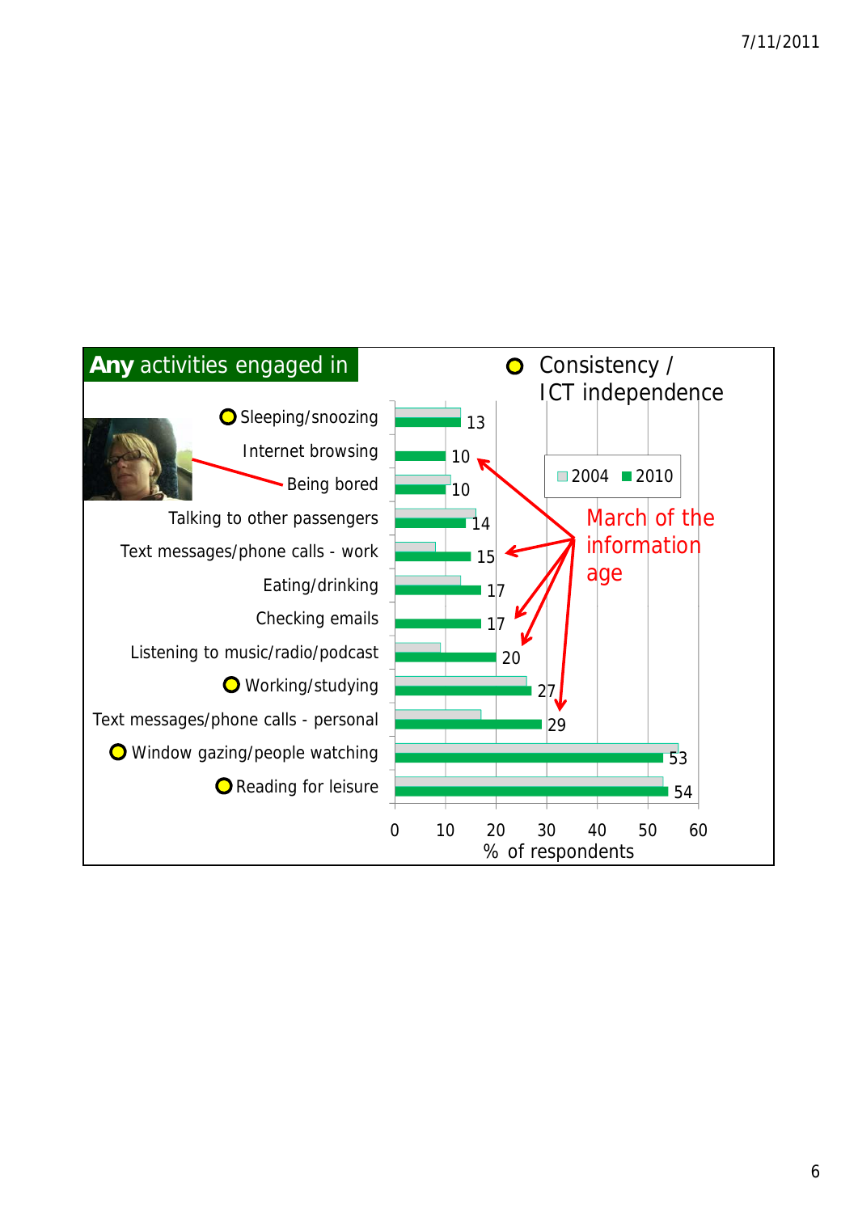## **Any** activities engaged in

Consistency / ICT independence

March of the information age

| Activity | 2004 | 2010 |
| --- | --- | --- |
| Sleeping/snoozing | | 13 |
| Internet browsing | | 10 |
| Being bored | | 10 |
| Talking to other passengers | | 14 |
| Text messages/phone calls - work | | 15 |
| Eating/drinking | | 17 |
| Checking emails | | 17 |
| Listening to music/radio/podcast | | 20 |
| Working/studying | | 27 |
| Text messages/phone calls - personal | | 29 |
| Window gazing/people watching | | 53 |
| Reading for leisure | | 54 |

% of respondents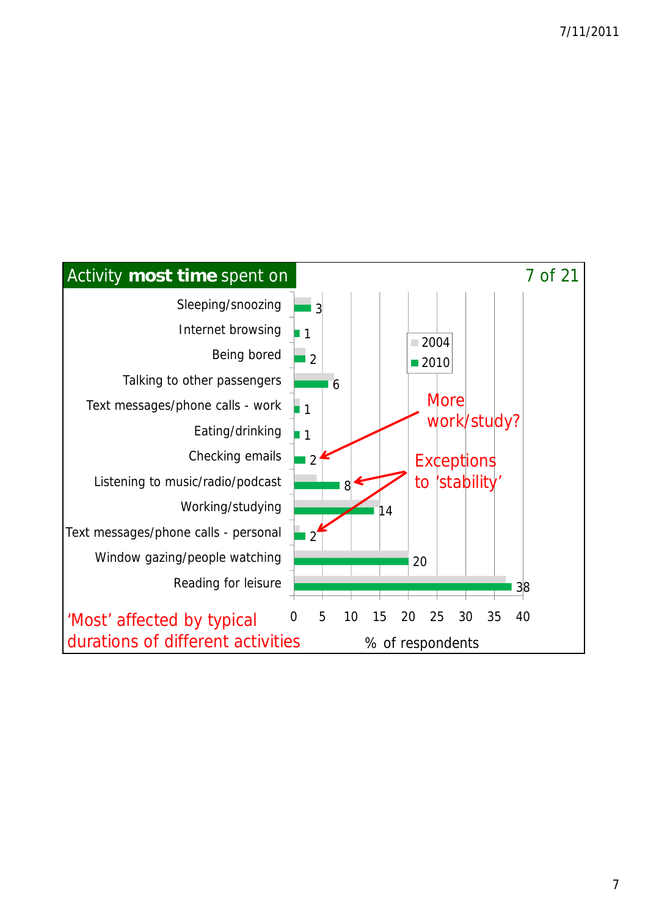## Activity **most time** spent on

| Activity | 2010 (% of respondents) |
|---|---|
| Sleeping/snoozing | 3 |
| Internet browsing | 1 |
| Being bored | 2 |
| Talking to other passengers | 6 |
| Text messages/phone calls - work | 1 |
| Eating/drinking | 1 |
| Checking emails | 2 |
| Listening to music/radio/podcast | 8 |
| Working/studying | 14 |
| Text messages/phone calls - personal | 2 |
| Window gazing/people watching | 20 |
| Reading for leisure | 38 |

Legend: 2004, 2010

% of respondents

More work/study?

Exceptions to 'stability'

'Most' affected by typical durations of different activities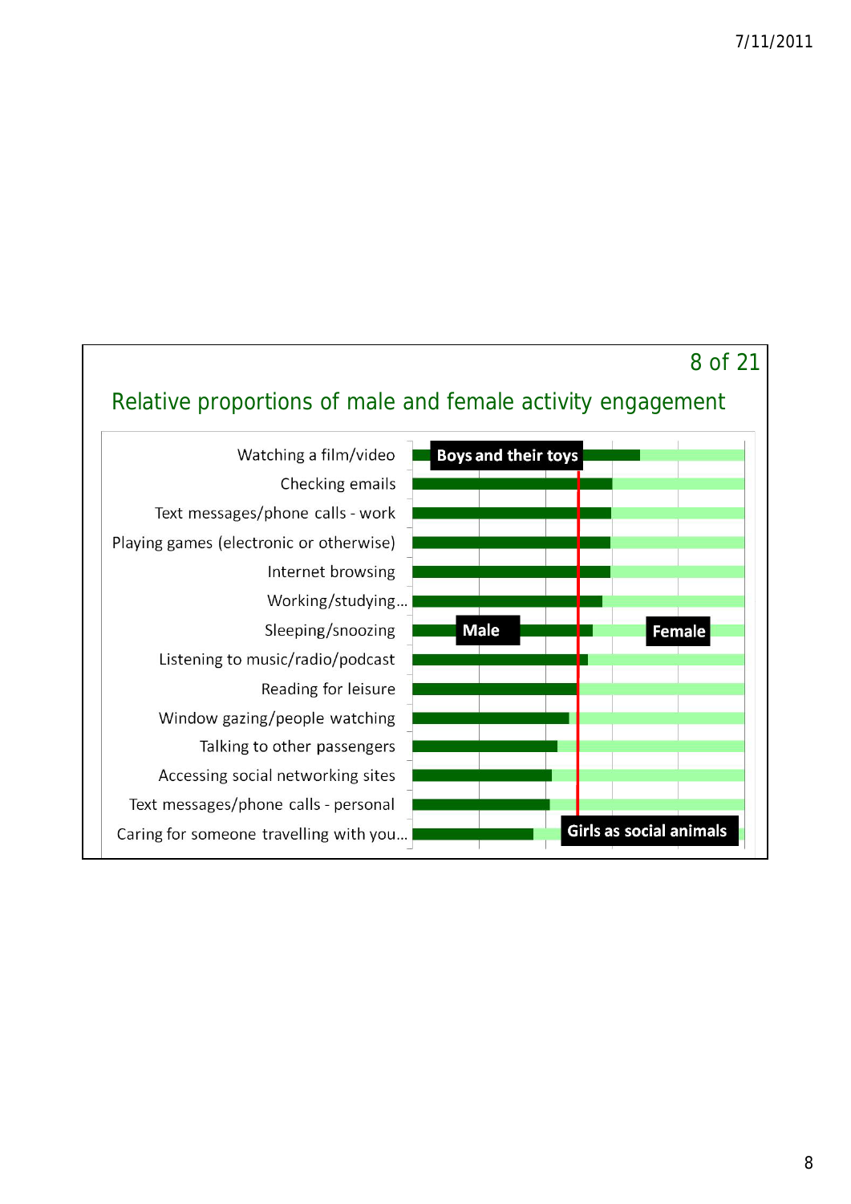7/11/2011

## Relative proportions of male and female activity engagement

Watching a film/video

Checking emails

Text messages/phone calls - work

Playing games (electronic or otherwise)

Internet browsing

Working/studying…

Sleeping/snoozing

Listening to music/radio/podcast

Reading for leisure

Window gazing/people watching

Talking to other passengers

Accessing social networking sites

Text messages/phone calls - personal

Caring for someone travelling with you…

**Boys and their toys**

**Male**

**Female**

**Girls as social animals**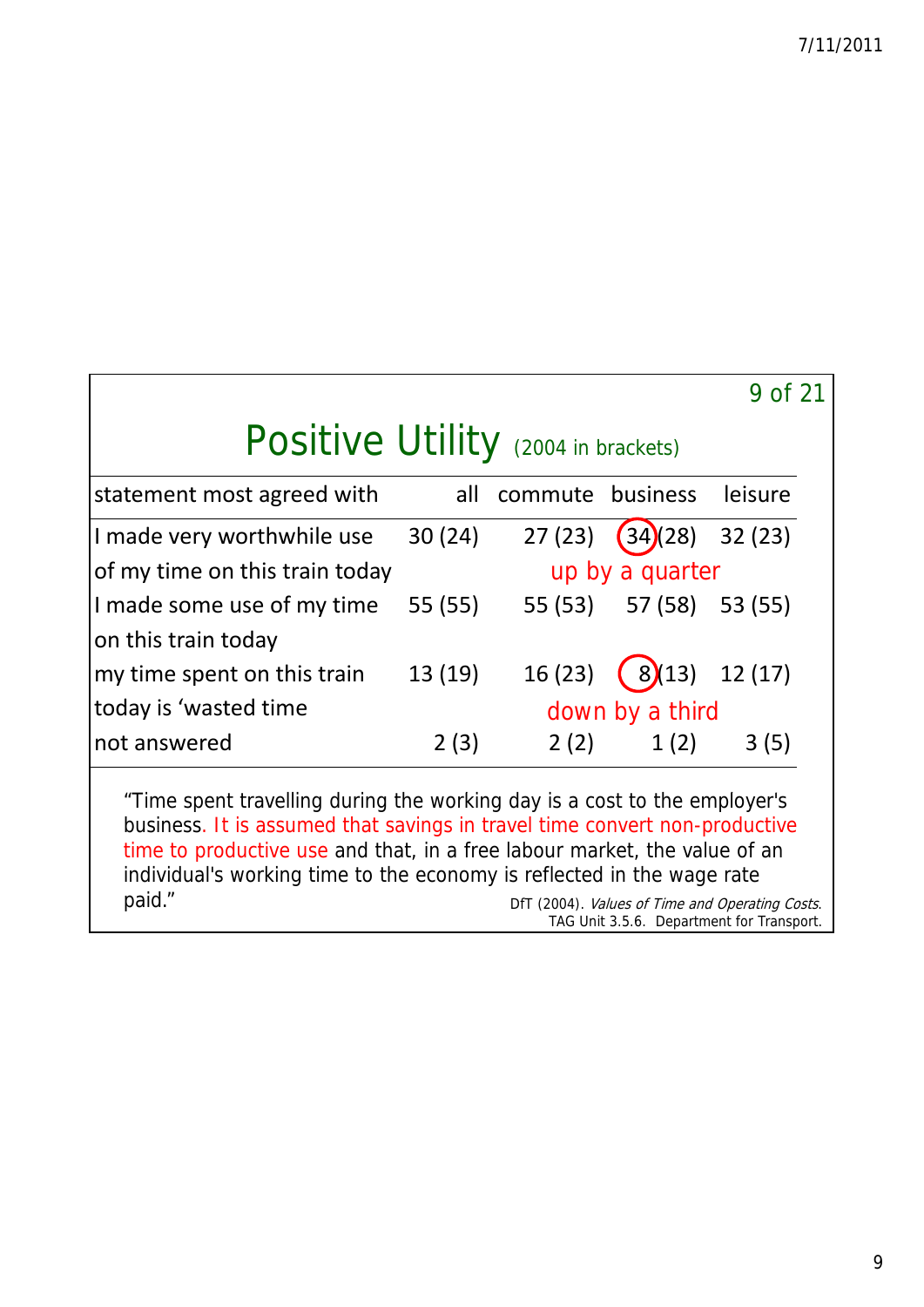# Positive Utility (2004 in brackets)

| statement most agreed with | all | commute | business | leisure |
|---|---|---|---|---|
| I made very worthwhile use of my time on this train today | 30 (24) | 27 (23) | 34 (28) | 32 (23) |
| | | | up by a quarter | |
| I made some use of my time on this train today | 55 (55) | 55 (53) | 57 (58) | 53 (55) |
| my time spent on this train today is 'wasted time | 13 (19) | 16 (23) | 8 (13) | 12 (17) |
| | | | down by a third | |
| not answered | 2 (3) | 2 (2) | 1 (2) | 3 (5) |

"Time spent travelling during the working day is a cost to the employer's business. It is assumed that savings in travel time convert non-productive time to productive use and that, in a free labour market, the value of an individual's working time to the economy is reflected in the wage rate paid."

DfT (2004). *Values of Time and Operating Costs*. TAG Unit 3.5.6. Department for Transport.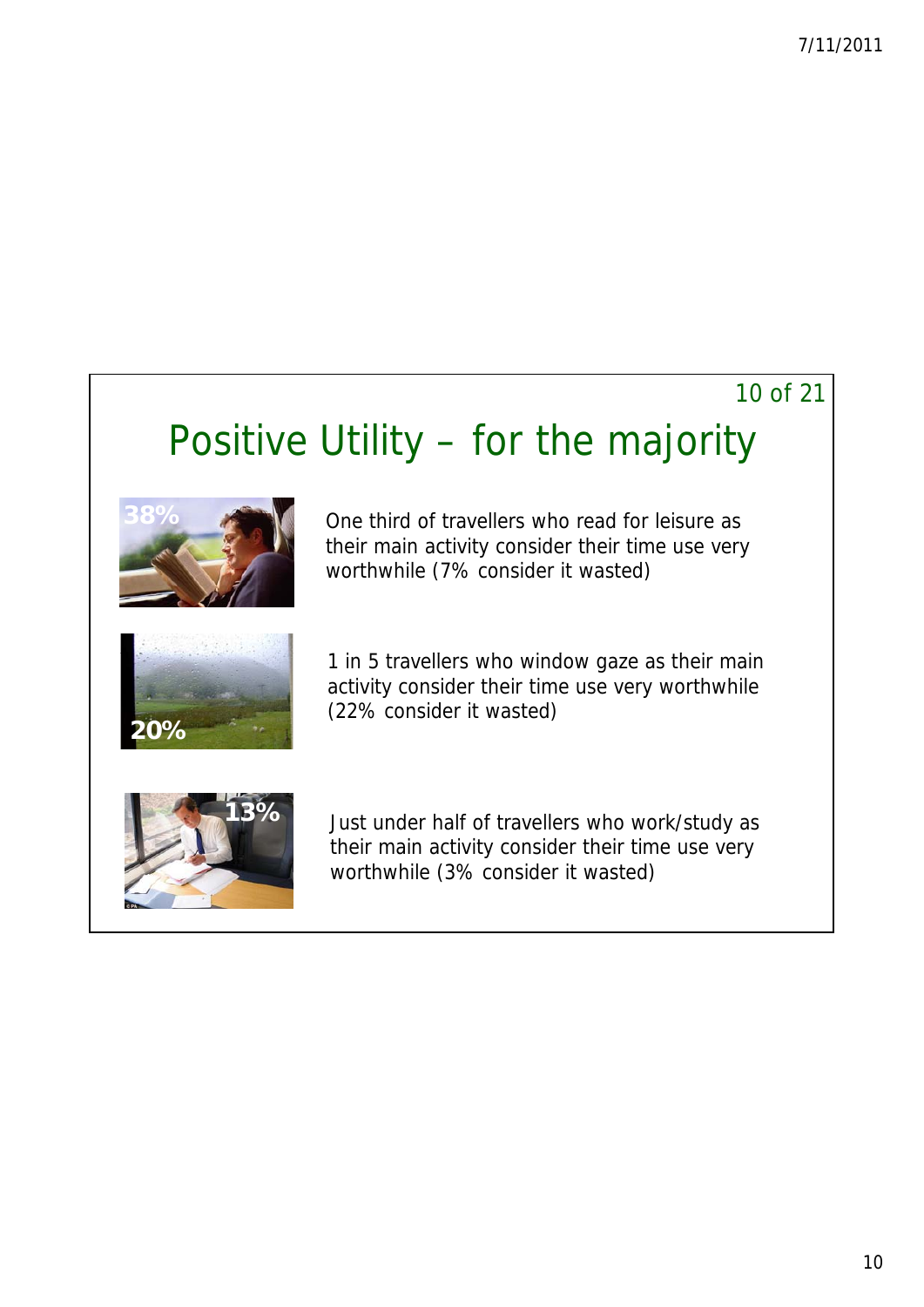# Positive Utility – for the majority

38%

One third of travellers who read for leisure as their main activity consider their time use very worthwhile (7% consider it wasted)

20%

1 in 5 travellers who window gaze as their main activity consider their time use very worthwhile (22% consider it wasted)

13%

Just under half of travellers who work/study as their main activity consider their time use very worthwhile (3% consider it wasted)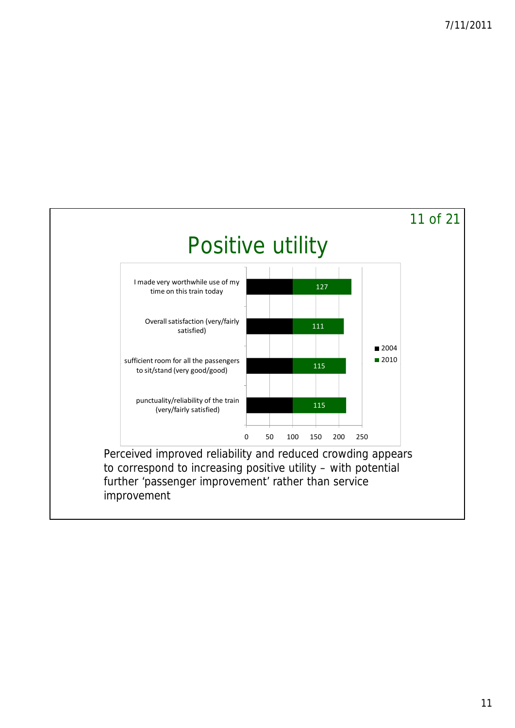# Positive utility

| | 2004 | 2010 |
|---|---|---|
| I made very worthwhile use of my time on this train today | 100 | 127 |
| Overall satisfaction (very/fairly satisfied) | 100 | 111 |
| sufficient room for all the passengers to sit/stand (very good/good) | 100 | 115 |
| punctuality/reliability of the train (very/fairly satisfied) | 100 | 115 |

Perceived improved reliability and reduced crowding appears to correspond to increasing positive utility – with potential further 'passenger improvement' rather than service improvement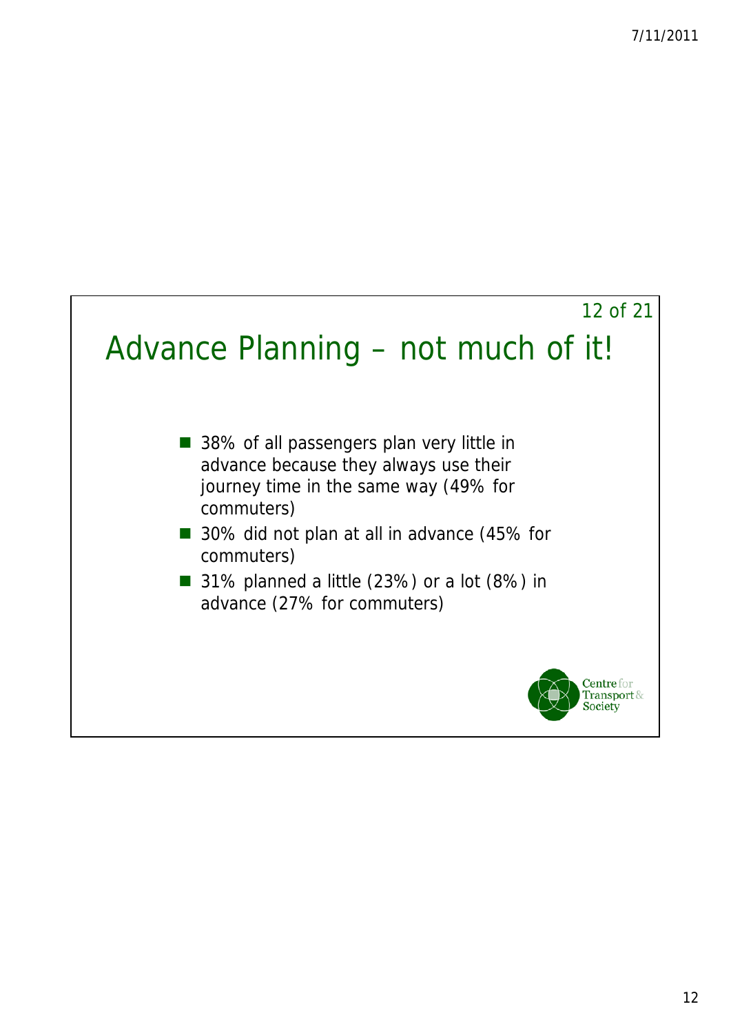# Advance Planning – not much of it!

- 38% of all passengers plan very little in advance because they always use their journey time in the same way (49% for commuters)
- 30% did not plan at all in advance (45% for commuters)
- 31% planned a little (23%) or a lot (8%) in advance (27% for commuters)

Centre for Transport & Society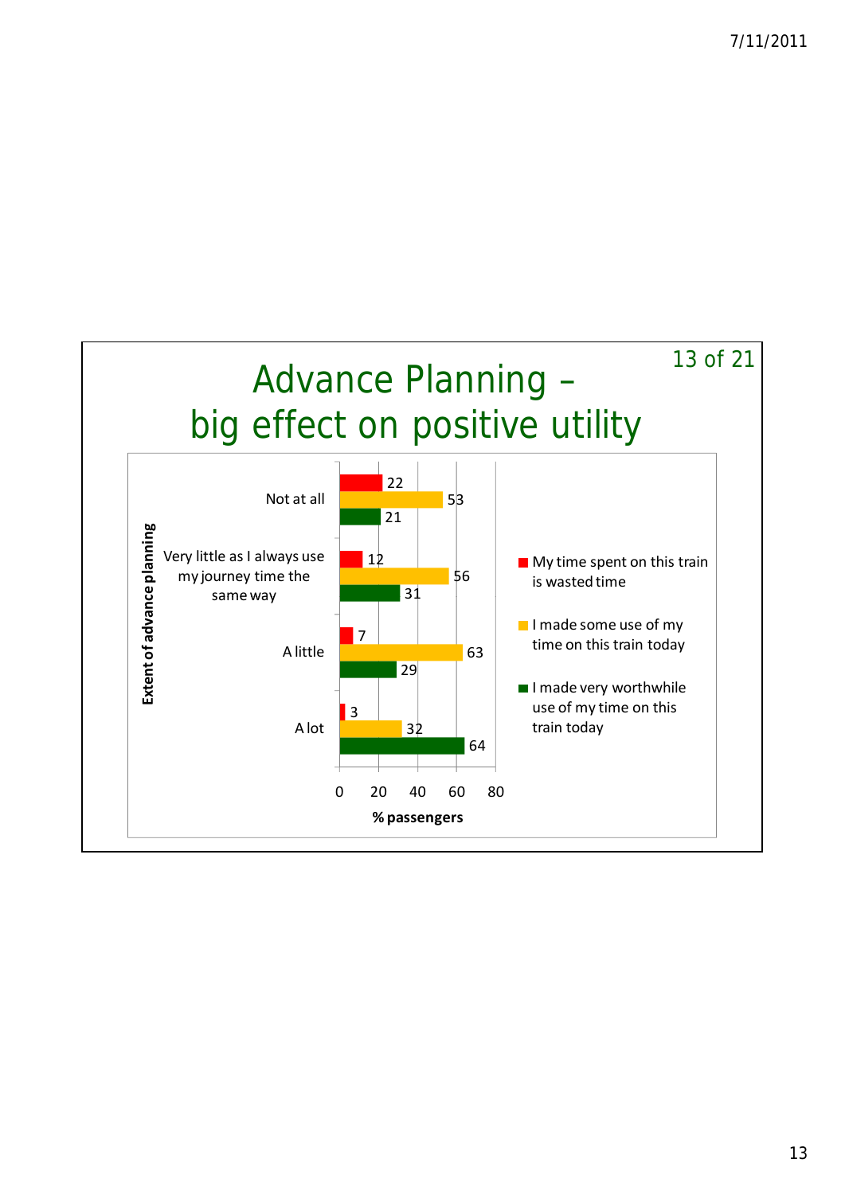# Advance Planning – big effect on positive utility

| Extent of advance planning | My time spent on this train is wasted time | I made some use of my time on this train today | I made very worthwhile use of my time on this train today |
|---|---|---|---|
| Not at all | 22 | 53 | 21 |
| Very little as I always use my journey time the same way | 12 | 56 | 31 |
| A little | 7 | 63 | 29 |
| A lot | 3 | 32 | 64 |

% passengers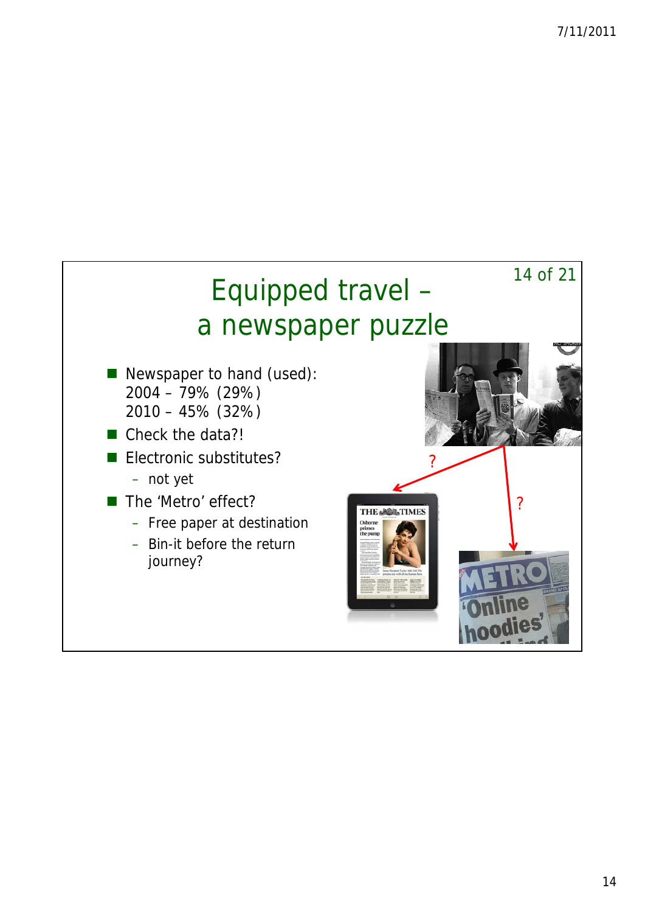# Equipped travel – a newspaper puzzle

- Newspaper to hand (used):
  2004 – 79% (29%)
  2010 – 45% (32%)
- Check the data?!
- Electronic substitutes?
  - not yet
- The 'Metro' effect?
  - Free paper at destination
  - Bin-it before the return journey?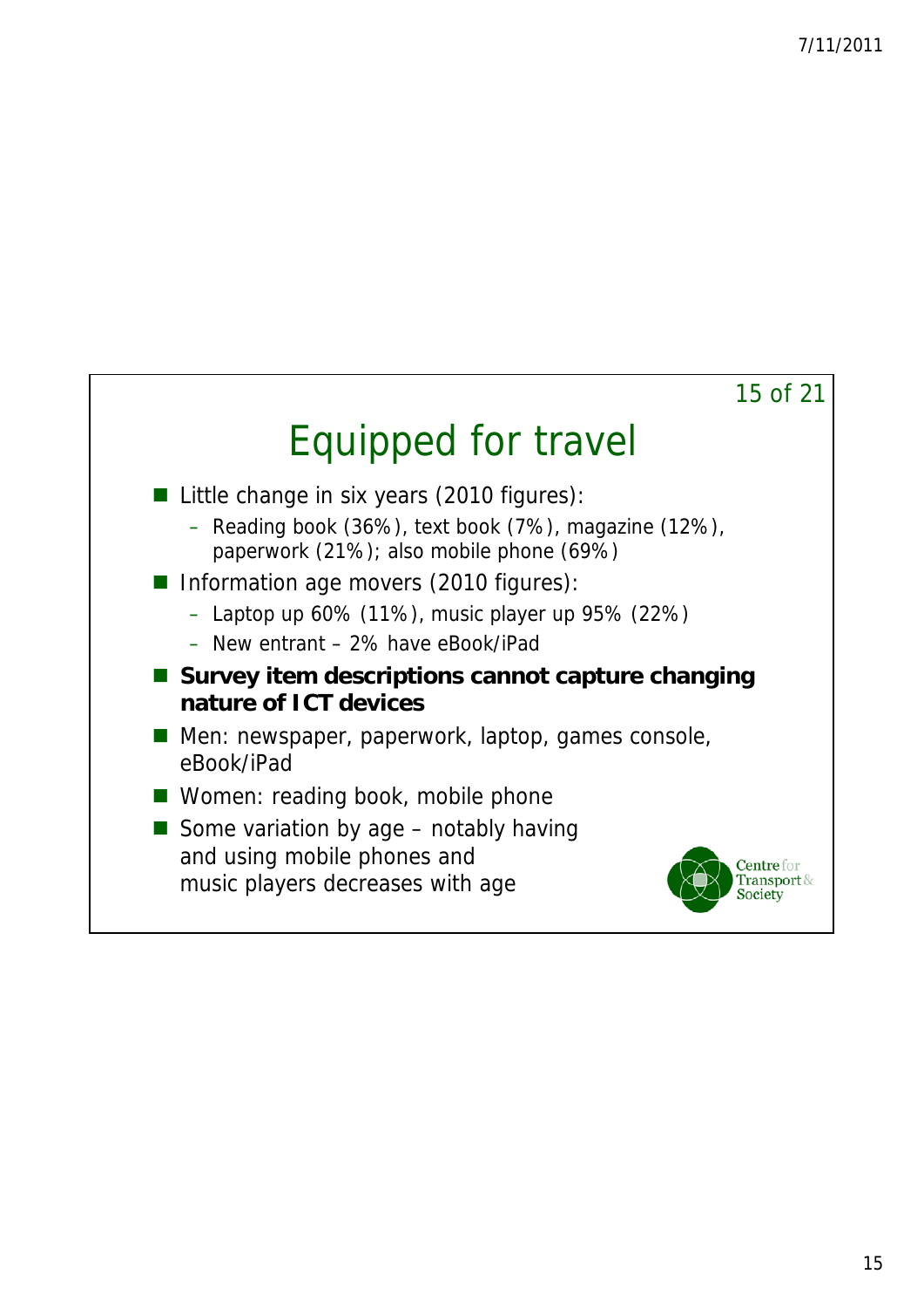# Equipped for travel

- Little change in six years (2010 figures):
  - Reading book (36%), text book (7%), magazine (12%), paperwork (21%); also mobile phone (69%)
- Information age movers (2010 figures):
  - Laptop up 60% (11%), music player up 95% (22%)
  - New entrant – 2% have eBook/iPad
- **Survey item descriptions cannot capture changing nature of ICT devices**
- Men: newspaper, paperwork, laptop, games console, eBook/iPad
- Women: reading book, mobile phone
- Some variation by age – notably having and using mobile phones and music players decreases with age

Centre for Transport & Society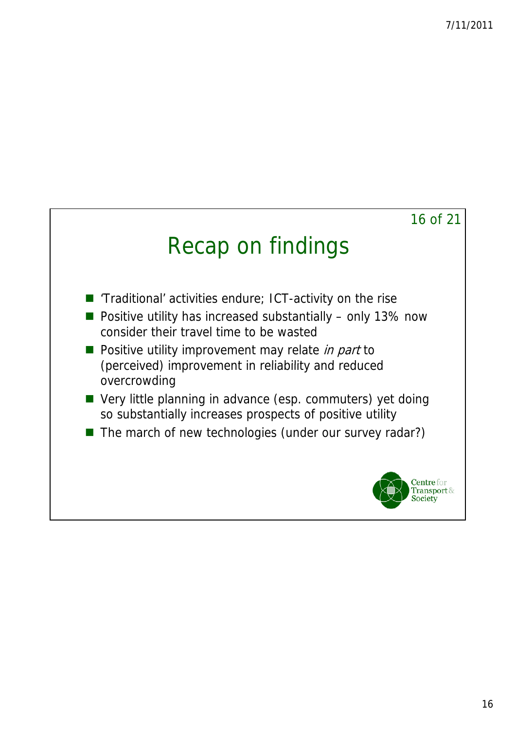# Recap on findings

- 'Traditional' activities endure; ICT-activity on the rise
- Positive utility has increased substantially – only 13% now consider their travel time to be wasted
- Positive utility improvement may relate *in part* to (perceived) improvement in reliability and reduced overcrowding
- Very little planning in advance (esp. commuters) yet doing so substantially increases prospects of positive utility
- The march of new technologies (under our survey radar?)

Centre for Transport & Society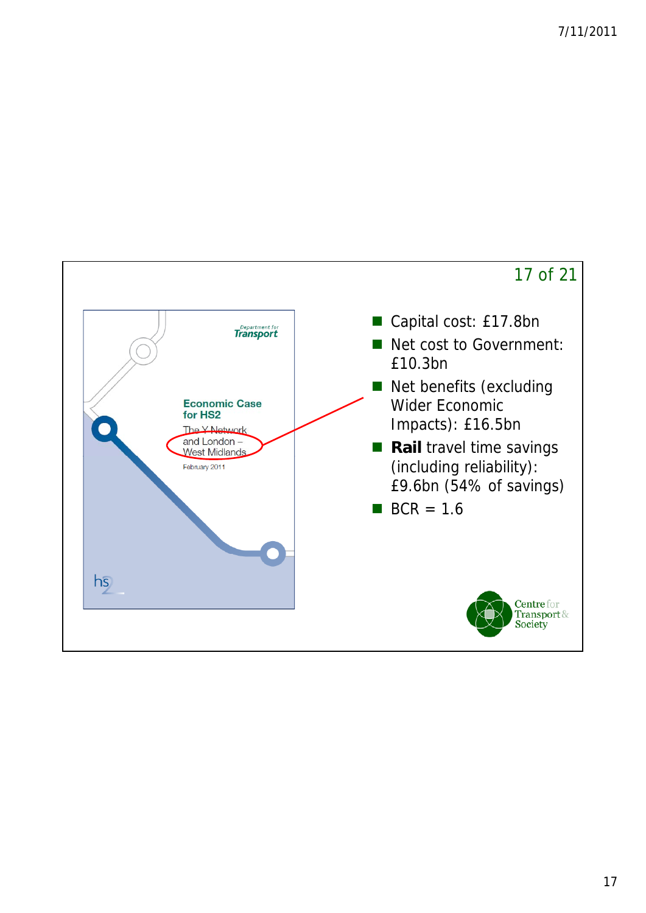Economic Case for HS2

The Y Network and London – West Midlands

February 2011

- Capital cost: £17.8bn
- Net cost to Government: £10.3bn
- Net benefits (excluding Wider Economic Impacts): £16.5bn
- **Rail** travel time savings (including reliability): £9.6bn (54% of savings)
- BCR = 1.6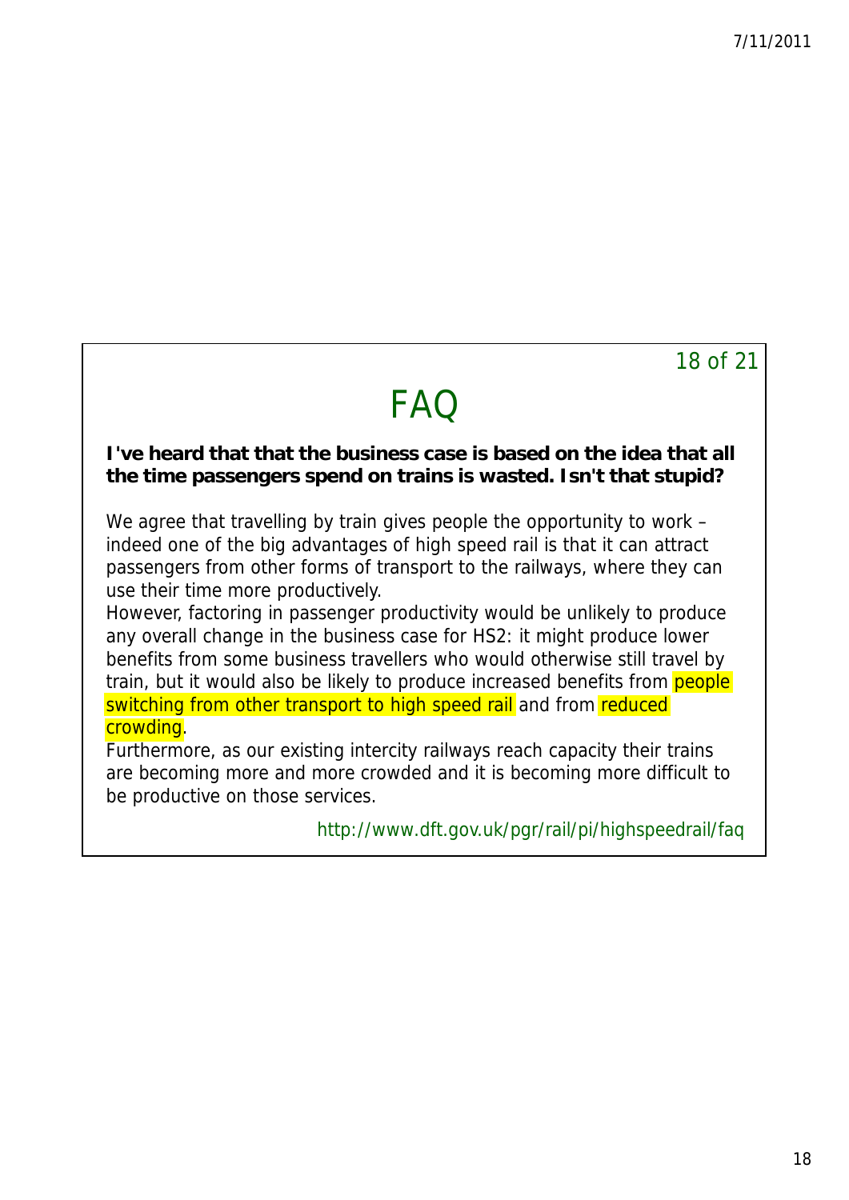# FAQ

**I've heard that that the business case is based on the idea that all the time passengers spend on trains is wasted. Isn't that stupid?**

We agree that travelling by train gives people the opportunity to work – indeed one of the big advantages of high speed rail is that it can attract passengers from other forms of transport to the railways, where they can use their time more productively.

However, factoring in passenger productivity would be unlikely to produce any overall change in the business case for HS2: it might produce lower benefits from some business travellers who would otherwise still travel by train, but it would also be likely to produce increased benefits from people switching from other transport to high speed rail and from reduced crowding.

Furthermore, as our existing intercity railways reach capacity their trains are becoming more and more crowded and it is becoming more difficult to be productive on those services.

http://www.dft.gov.uk/pgr/rail/pi/highspeedrail/faq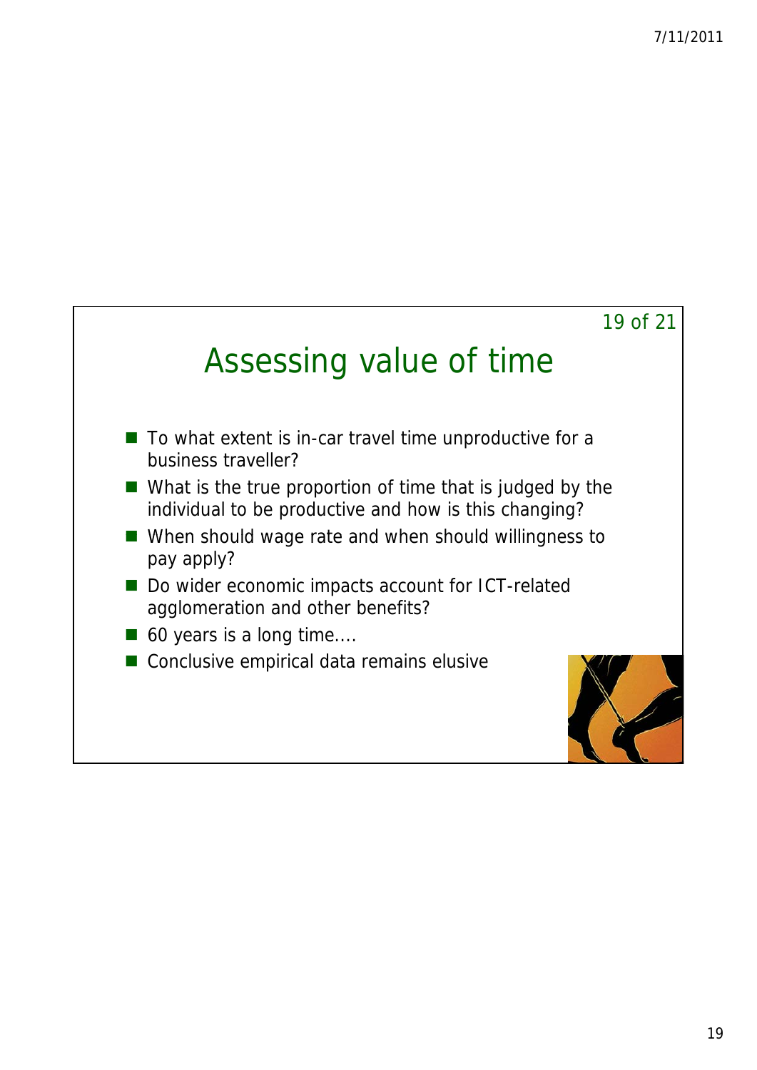# Assessing value of time

- To what extent is in-car travel time unproductive for a business traveller?
- What is the true proportion of time that is judged by the individual to be productive and how is this changing?
- When should wage rate and when should willingness to pay apply?
- Do wider economic impacts account for ICT-related agglomeration and other benefits?
- 60 years is a long time....
- Conclusive empirical data remains elusive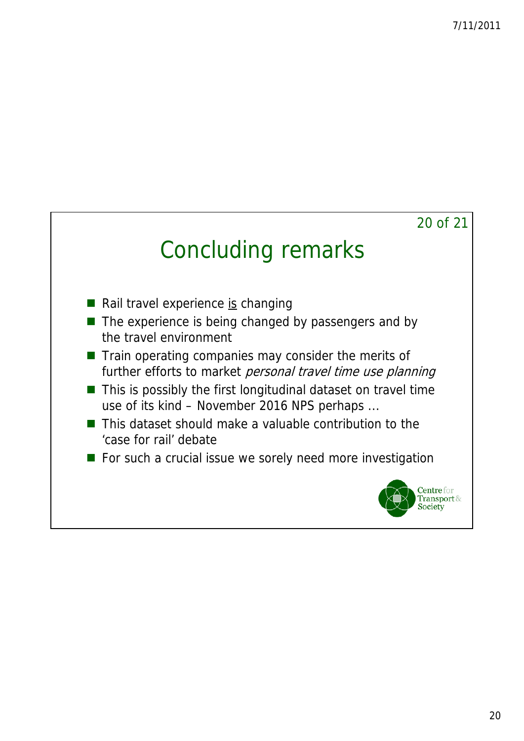# Concluding remarks

- Rail travel experience <u>is</u> changing
- The experience is being changed by passengers and by the travel environment
- Train operating companies may consider the merits of further efforts to market *personal travel time use planning*
- This is possibly the first longitudinal dataset on travel time use of its kind – November 2016 NPS perhaps …
- This dataset should make a valuable contribution to the 'case for rail' debate
- For such a crucial issue we sorely need more investigation

Centre for Transport & Society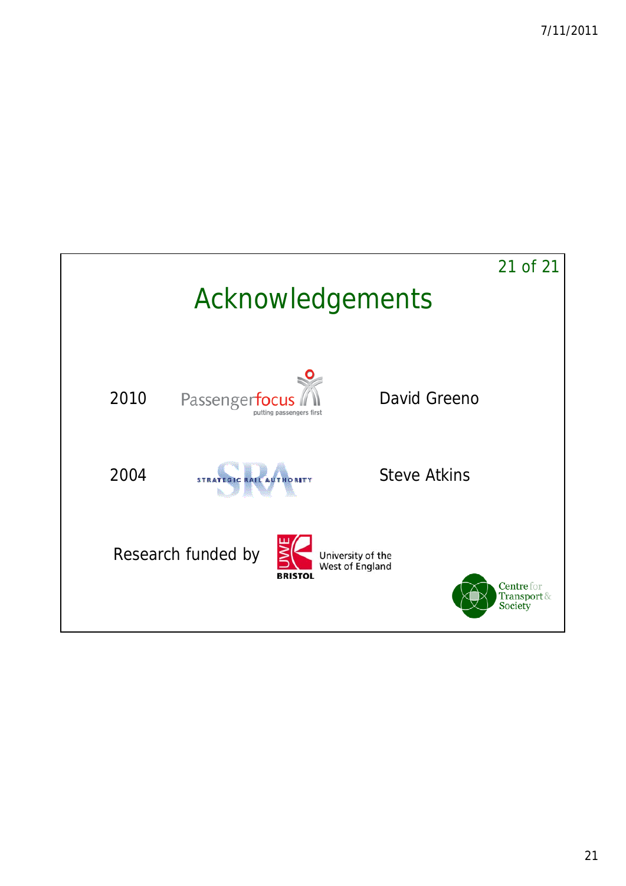# Acknowledgements

2010 Passengerfocus putting passengers first David Greeno

2004 STRATEGIC RAIL AUTHORITY Steve Atkins

Research funded by UWE BRISTOL University of the West of England

Centre for Transport & Society